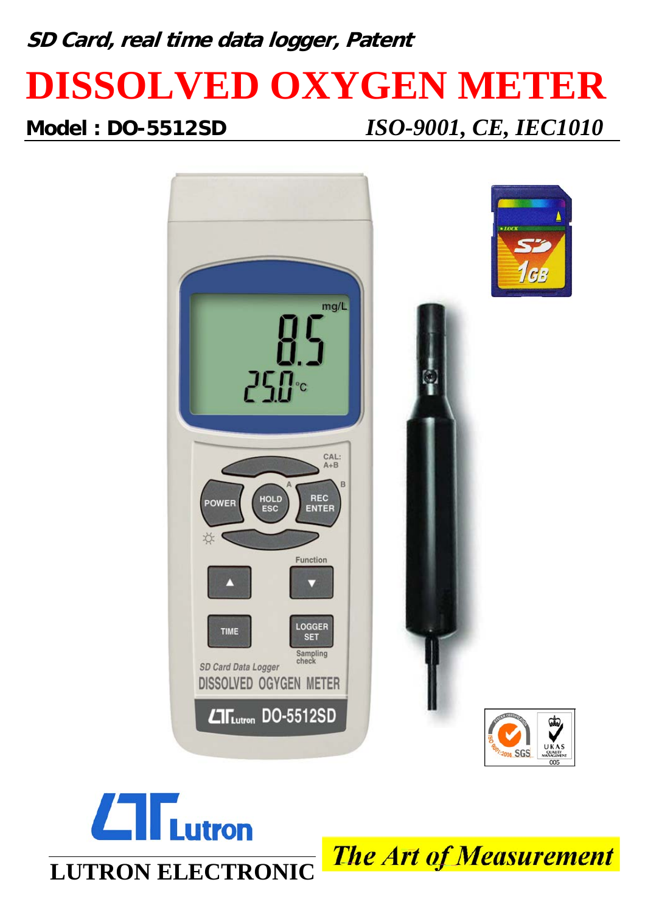***SD Card, real time data logger, Patent***

# DISSOLVED OXYGEN METER

**Model : DO-5512SD** *ISO-9001, CE, IEC1010*

LUTRON ELECTRONIC

*The Art of Measurement*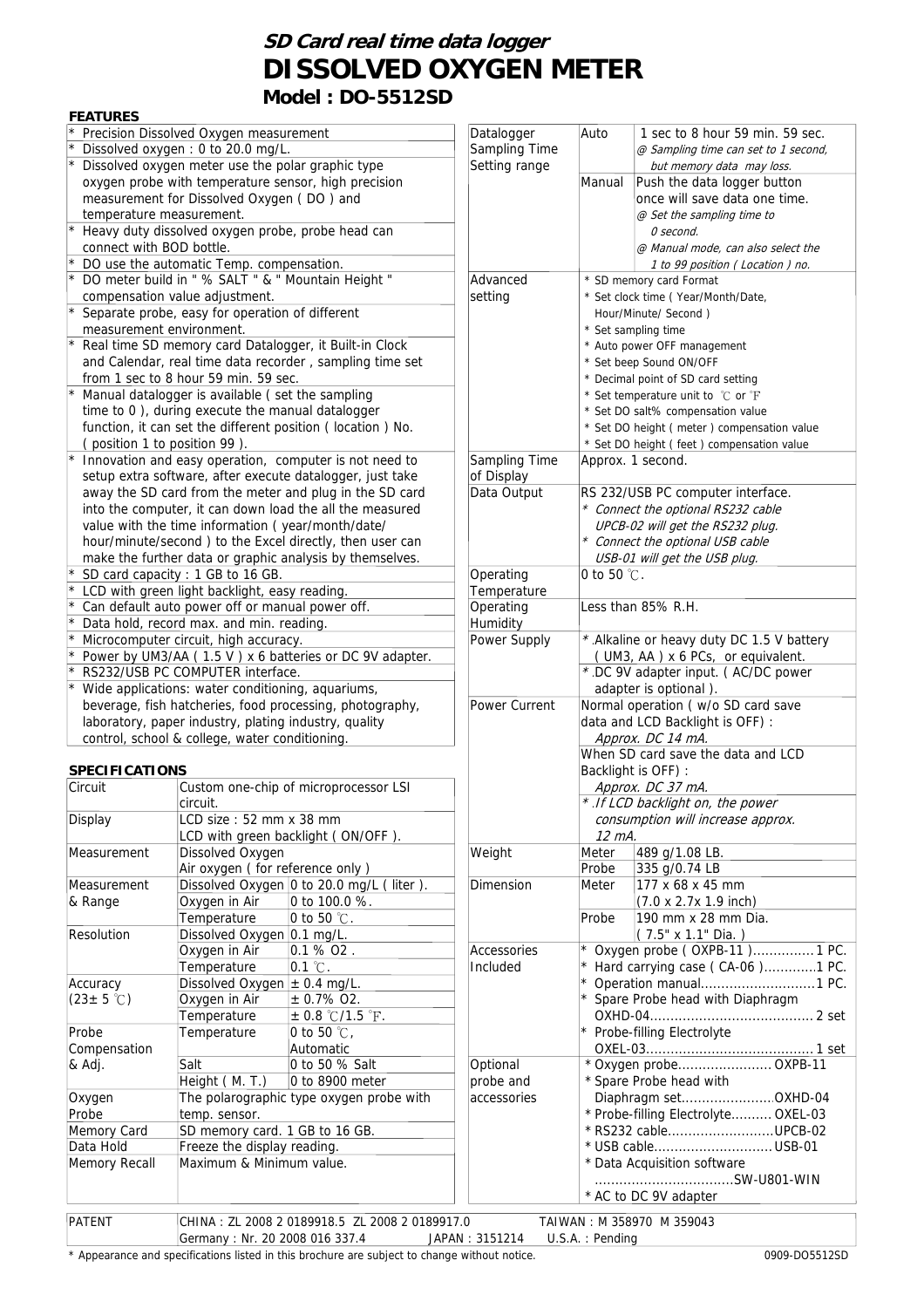## *SD Card real time data logger*

# DISSOLVED OXYGEN METER

## Model : DO-5512SD

### FEATURES

* Precision Dissolved Oxygen measurement
* Dissolved oxygen : 0 to 20.0 mg/L.
* Dissolved oxygen meter use the polar graphic type oxygen probe with temperature sensor, high precision measurement for Dissolved Oxygen ( DO ) and temperature measurement.
* Heavy duty dissolved oxygen probe, probe head can connect with BOD bottle.
* DO use the automatic Temp. compensation.
* DO meter build in " % SALT " & " Mountain Height " compensation value adjustment.
* Separate probe, easy for operation of different measurement environment.
* Real time SD memory card Datalogger, it Built-in Clock and Calendar, real time data recorder , sampling time set from 1 sec to 8 hour 59 min. 59 sec.
* Manual datalogger is available ( set the sampling time to 0 ), during execute the manual datalogger function, it can set the different position ( location ) No. ( position 1 to position 99 ).
* Innovation and easy operation, computer is not need to setup extra software, after execute datalogger, just take away the SD card from the meter and plug in the SD card into the computer, it can down load the all the measured value with the time information ( year/month/date/ hour/minute/second ) to the Excel directly, then user can make the further data or graphic analysis by themselves.
* SD card capacity : 1 GB to 16 GB.
* LCD with green light backlight, easy reading.
* Can default auto power off or manual power off.
* Data hold, record max. and min. reading.
* Microcomputer circuit, high accuracy.
* Power by UM3/AA ( 1.5 V ) x 6 batteries or DC 9V adapter.
* RS232/USB PC COMPUTER interface.
* Wide applications: water conditioning, aquariums, beverage, fish hatcheries, food processing, photography, laboratory, paper industry, plating industry, quality control, school & college, water conditioning.

### SPECIFICATIONS

| | | |
|---|---|---|
| Circuit | Custom one-chip of microprocessor LSI circuit. | |
| Display | LCD size : 52 mm x 38 mm<br>LCD with green backlight ( ON/OFF ). | |
| Measurement | Dissolved Oxygen<br>Air oxygen ( for reference only ) | |
| Measurement & Range | Dissolved Oxygen | 0 to 20.0 mg/L ( liter ). |
| | Oxygen in Air | 0 to 100.0 %. |
| | Temperature | 0 to 50 ℃. |
| Resolution | Dissolved Oxygen | 0.1 mg/L. |
| | Oxygen in Air | 0.1 % O2 . |
| | Temperature | 0.1 ℃. |
| Accuracy (23± 5 ℃) | Dissolved Oxygen | ± 0.4 mg/L. |
| | Oxygen in Air | ± 0.7% O2. |
| | Temperature | ± 0.8 ℃/1.5 ℉. |
| Probe Compensation & Adj. | Temperature | 0 to 50 ℃, Automatic |
| | Salt | 0 to 50 % Salt |
| | Height ( M. T.) | 0 to 8900 meter |
| Oxygen Probe | The polarographic type oxygen probe with temp. sensor. | |
| Memory Card | SD memory card. 1 GB to 16 GB. | |
| Data Hold | Freeze the display reading. | |
| Memory Recall | Maximum & Minimum value. | |

| | | |
|---|---|---|
| Datalogger Sampling Time Setting range | Auto | 1 sec to 8 hour 59 min. 59 sec.<br>*@ Sampling time can set to 1 second, but memory data may loss.* |
| | Manual | Push the data logger button once will save data one time.<br>*@ Set the sampling time to 0 second.*<br>*@ Manual mode, can also select the 1 to 99 position ( Location ) no.* |
| Advanced setting | * SD memory card Format<br>* Set clock time ( Year/Month/Date, Hour/Minute/ Second )<br>* Set sampling time<br>* Auto power OFF management<br>* Set beep Sound ON/OFF<br>* Decimal point of SD card setting<br>* Set temperature unit to ℃ or ℉<br>* Set DO salt% compensation value<br>* Set DO height ( meter ) compensation value<br>* Set DO height ( feet ) compensation value | |
| Sampling Time of Display | Approx. 1 second. | |
| Data Output | RS 232/USB PC computer interface.<br>*\* Connect the optional RS232 cable UPCB-02 will get the RS232 plug.*<br>*\* Connect the optional USB cable USB-01 will get the USB plug.* | |
| Operating Temperature | 0 to 50 ℃. | |
| Operating Humidity | Less than 85% R.H. | |
| Power Supply | *.Alkaline or heavy duty DC 1.5 V battery ( UM3, AA ) x 6 PCs, or equivalent.<br>*.DC 9V adapter input. ( AC/DC power adapter is optional ). | |
| Power Current | Normal operation ( w/o SD card save data and LCD Backlight is OFF) :<br>*Approx. DC 14 mA.*<br>When SD card save the data and LCD Backlight is OFF) :<br>*Approx. DC 37 mA.*<br>*\*.If LCD backlight on, the power consumption will increase approx. 12 mA.* | |
| Weight | Meter | 489 g/1.08 LB. |
| | Probe | 335 g/0.74 LB |
| Dimension | Meter | 177 x 68 x 45 mm (7.0 x 2.7x 1.9 inch) |
| | Probe | 190 mm x 28 mm Dia. ( 7.5" x 1.1" Dia. ) |
| Accessories Included | * Oxygen probe ( OXPB-11 )...............1 PC.<br>* Hard carrying case ( CA-06 ).............1 PC.<br>* Operation manual............................1 PC.<br>* Spare Probe head with Diaphragm OXHD-04........................................ 2 set<br>* Probe-filling Electrolyte OXEL-03......................................... 1 set | |
| Optional probe and accessories | * Oxygen probe....................... OXPB-11<br>* Spare Probe head with Diaphragm set.......................OXHD-04<br>* Probe-filling Electrolyte.......... OXEL-03<br>* RS232 cable..........................UPCB-02<br>* USB cable.............................USB-01<br>* Data Acquisition software ..................................SW-U801-WIN<br>* AC to DC 9V adapter | |

| | |
|---|---|
| PATENT | CHINA : ZL 2008 2 0189918.5 ZL 2008 2 0189917.0 TAIWAN : M 358970 M 359043<br>Germany : Nr. 20 2008 016 337.4 JAPAN : 3151214 U.S.A. : Pending |

* Appearance and specifications listed in this brochure are subject to change without notice.

0909-DO5512SD